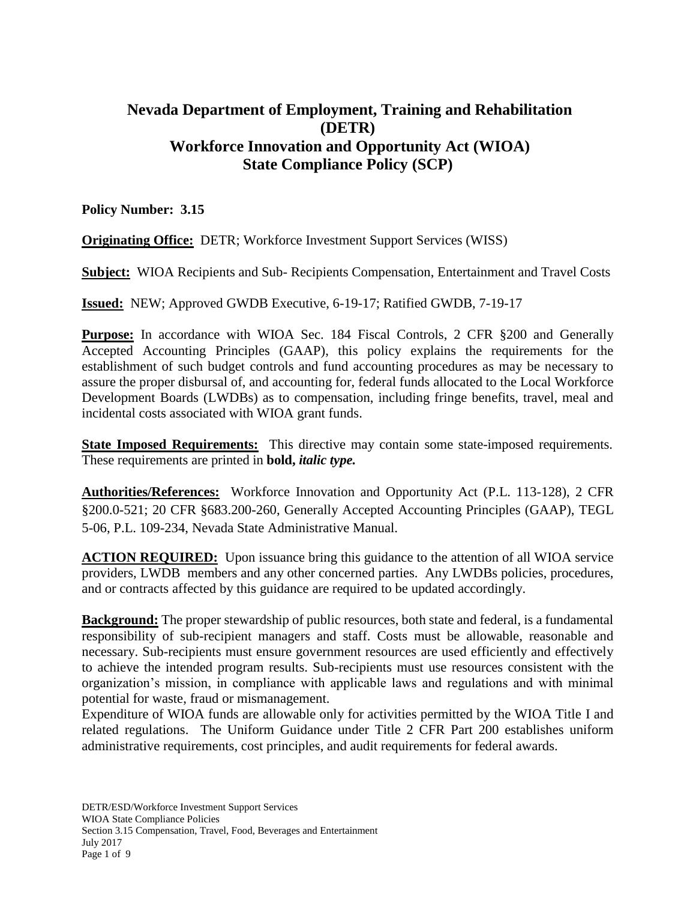# Nevada Department of Employment, Training and Rehabilitation (DETR)
# Workforce Innovation and Opportunity Act (WIOA)
# State Compliance Policy (SCP)

**Policy Number: 3.15**

**Originating Office:** DETR; Workforce Investment Support Services (WISS)

**Subject:** WIOA Recipients and Sub- Recipients Compensation, Entertainment and Travel Costs

**Issued:** NEW; Approved GWDB Executive, 6-19-17; Ratified GWDB, 7-19-17

**Purpose:** In accordance with WIOA Sec. 184 Fiscal Controls, 2 CFR §200 and Generally Accepted Accounting Principles (GAAP), this policy explains the requirements for the establishment of such budget controls and fund accounting procedures as may be necessary to assure the proper disbursal of, and accounting for, federal funds allocated to the Local Workforce Development Boards (LWDBs) as to compensation, including fringe benefits, travel, meal and incidental costs associated with WIOA grant funds.

**State Imposed Requirements:** This directive may contain some state-imposed requirements. These requirements are printed in **bold,** ***italic type.***

**Authorities/References:** Workforce Innovation and Opportunity Act (P.L. 113-128), 2 CFR §200.0-521; 20 CFR §683.200-260, Generally Accepted Accounting Principles (GAAP), TEGL 5-06, P.L. 109-234, Nevada State Administrative Manual.

**ACTION REQUIRED:** Upon issuance bring this guidance to the attention of all WIOA service providers, LWDB members and any other concerned parties. Any LWDBs policies, procedures, and or contracts affected by this guidance are required to be updated accordingly.

**Background:** The proper stewardship of public resources, both state and federal, is a fundamental responsibility of sub-recipient managers and staff. Costs must be allowable, reasonable and necessary. Sub-recipients must ensure government resources are used efficiently and effectively to achieve the intended program results. Sub-recipients must use resources consistent with the organization's mission, in compliance with applicable laws and regulations and with minimal potential for waste, fraud or mismanagement.

Expenditure of WIOA funds are allowable only for activities permitted by the WIOA Title I and related regulations. The Uniform Guidance under Title 2 CFR Part 200 establishes uniform administrative requirements, cost principles, and audit requirements for federal awards.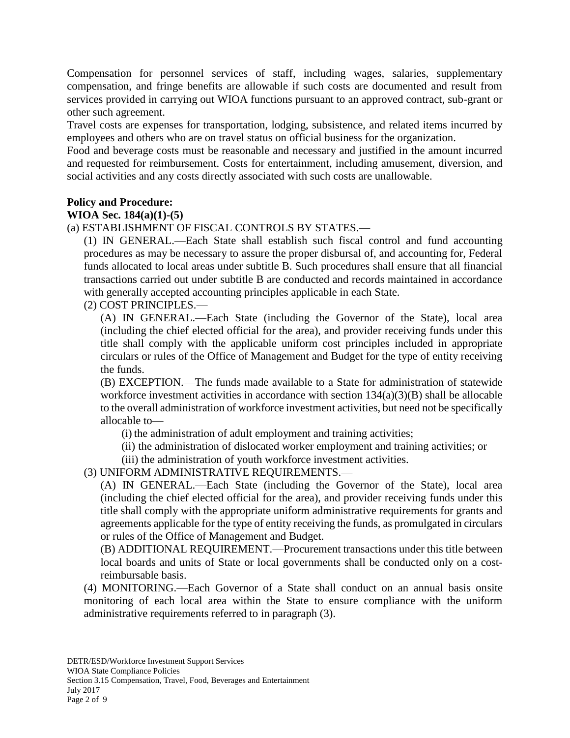Compensation for personnel services of staff, including wages, salaries, supplementary compensation, and fringe benefits are allowable if such costs are documented and result from services provided in carrying out WIOA functions pursuant to an approved contract, sub-grant or other such agreement.

Travel costs are expenses for transportation, lodging, subsistence, and related items incurred by employees and others who are on travel status on official business for the organization.

Food and beverage costs must be reasonable and necessary and justified in the amount incurred and requested for reimbursement. Costs for entertainment, including amusement, diversion, and social activities and any costs directly associated with such costs are unallowable.

**Policy and Procedure:**

**WIOA Sec. 184(a)(1)-(5)**

(a) ESTABLISHMENT OF FISCAL CONTROLS BY STATES.—

(1) IN GENERAL.—Each State shall establish such fiscal control and fund accounting procedures as may be necessary to assure the proper disbursal of, and accounting for, Federal funds allocated to local areas under subtitle B. Such procedures shall ensure that all financial transactions carried out under subtitle B are conducted and records maintained in accordance with generally accepted accounting principles applicable in each State.

(2) COST PRINCIPLES.—

(A) IN GENERAL.—Each State (including the Governor of the State), local area (including the chief elected official for the area), and provider receiving funds under this title shall comply with the applicable uniform cost principles included in appropriate circulars or rules of the Office of Management and Budget for the type of entity receiving the funds.

(B) EXCEPTION.—The funds made available to a State for administration of statewide workforce investment activities in accordance with section 134(a)(3)(B) shall be allocable to the overall administration of workforce investment activities, but need not be specifically allocable to—

(i) the administration of adult employment and training activities;

(ii) the administration of dislocated worker employment and training activities; or

(iii) the administration of youth workforce investment activities.

(3) UNIFORM ADMINISTRATIVE REQUIREMENTS.—

(A) IN GENERAL.—Each State (including the Governor of the State), local area (including the chief elected official for the area), and provider receiving funds under this title shall comply with the appropriate uniform administrative requirements for grants and agreements applicable for the type of entity receiving the funds, as promulgated in circulars or rules of the Office of Management and Budget.

(B) ADDITIONAL REQUIREMENT.—Procurement transactions under this title between local boards and units of State or local governments shall be conducted only on a cost-reimbursable basis.

(4) MONITORING.—Each Governor of a State shall conduct on an annual basis onsite monitoring of each local area within the State to ensure compliance with the uniform administrative requirements referred to in paragraph (3).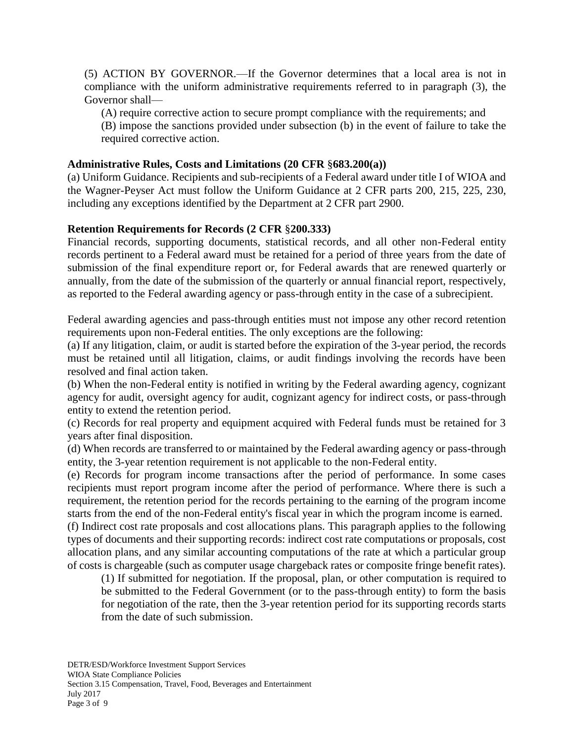(5) ACTION BY GOVERNOR.—If the Governor determines that a local area is not in compliance with the uniform administrative requirements referred to in paragraph (3), the Governor shall—

(A) require corrective action to secure prompt compliance with the requirements; and

(B) impose the sanctions provided under subsection (b) in the event of failure to take the required corrective action.

**Administrative Rules, Costs and Limitations (20 CFR §683.200(a))**

(a) Uniform Guidance. Recipients and sub-recipients of a Federal award under title I of WIOA and the Wagner-Peyser Act must follow the Uniform Guidance at 2 CFR parts 200, 215, 225, 230, including any exceptions identified by the Department at 2 CFR part 2900.

**Retention Requirements for Records (2 CFR §200.333)**

Financial records, supporting documents, statistical records, and all other non-Federal entity records pertinent to a Federal award must be retained for a period of three years from the date of submission of the final expenditure report or, for Federal awards that are renewed quarterly or annually, from the date of the submission of the quarterly or annual financial report, respectively, as reported to the Federal awarding agency or pass-through entity in the case of a subrecipient.

Federal awarding agencies and pass-through entities must not impose any other record retention requirements upon non-Federal entities. The only exceptions are the following:

(a) If any litigation, claim, or audit is started before the expiration of the 3-year period, the records must be retained until all litigation, claims, or audit findings involving the records have been resolved and final action taken.

(b) When the non-Federal entity is notified in writing by the Federal awarding agency, cognizant agency for audit, oversight agency for audit, cognizant agency for indirect costs, or pass-through entity to extend the retention period.

(c) Records for real property and equipment acquired with Federal funds must be retained for 3 years after final disposition.

(d) When records are transferred to or maintained by the Federal awarding agency or pass-through entity, the 3-year retention requirement is not applicable to the non-Federal entity.

(e) Records for program income transactions after the period of performance. In some cases recipients must report program income after the period of performance. Where there is such a requirement, the retention period for the records pertaining to the earning of the program income starts from the end of the non-Federal entity's fiscal year in which the program income is earned.

(f) Indirect cost rate proposals and cost allocations plans. This paragraph applies to the following types of documents and their supporting records: indirect cost rate computations or proposals, cost allocation plans, and any similar accounting computations of the rate at which a particular group of costs is chargeable (such as computer usage chargeback rates or composite fringe benefit rates).

(1) If submitted for negotiation. If the proposal, plan, or other computation is required to be submitted to the Federal Government (or to the pass-through entity) to form the basis for negotiation of the rate, then the 3-year retention period for its supporting records starts from the date of such submission.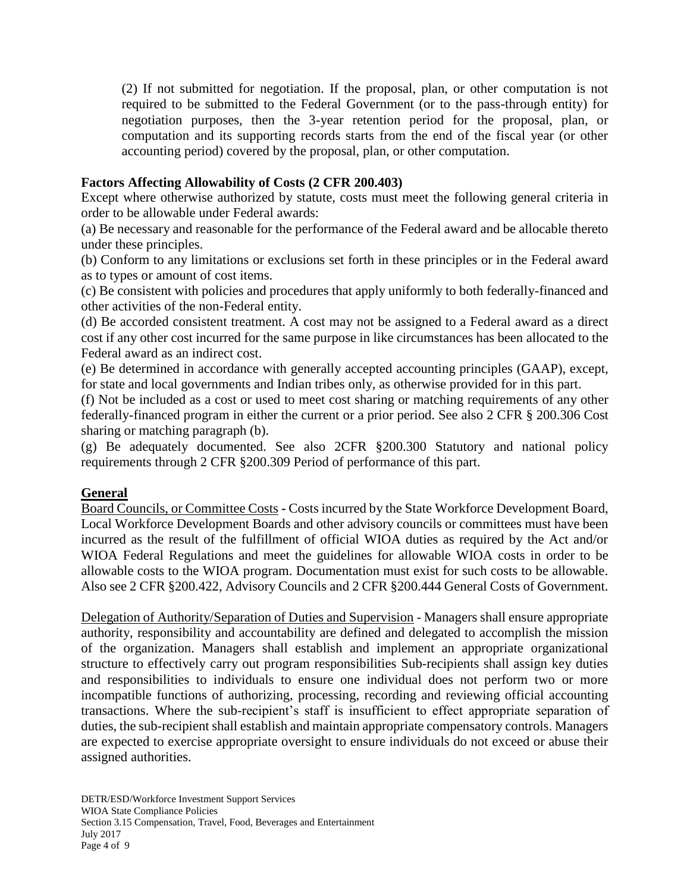(2) If not submitted for negotiation. If the proposal, plan, or other computation is not required to be submitted to the Federal Government (or to the pass-through entity) for negotiation purposes, then the 3-year retention period for the proposal, plan, or computation and its supporting records starts from the end of the fiscal year (or other accounting period) covered by the proposal, plan, or other computation.

**Factors Affecting Allowability of Costs (2 CFR 200.403)**

Except where otherwise authorized by statute, costs must meet the following general criteria in order to be allowable under Federal awards:

(a) Be necessary and reasonable for the performance of the Federal award and be allocable thereto under these principles.

(b) Conform to any limitations or exclusions set forth in these principles or in the Federal award as to types or amount of cost items.

(c) Be consistent with policies and procedures that apply uniformly to both federally-financed and other activities of the non-Federal entity.

(d) Be accorded consistent treatment. A cost may not be assigned to a Federal award as a direct cost if any other cost incurred for the same purpose in like circumstances has been allocated to the Federal award as an indirect cost.

(e) Be determined in accordance with generally accepted accounting principles (GAAP), except, for state and local governments and Indian tribes only, as otherwise provided for in this part.

(f) Not be included as a cost or used to meet cost sharing or matching requirements of any other federally-financed program in either the current or a prior period. See also 2 CFR § 200.306 Cost sharing or matching paragraph (b).

(g) Be adequately documented. See also 2CFR §200.300 Statutory and national policy requirements through 2 CFR §200.309 Period of performance of this part.

**General**

Board Councils, or Committee Costs - Costs incurred by the State Workforce Development Board, Local Workforce Development Boards and other advisory councils or committees must have been incurred as the result of the fulfillment of official WIOA duties as required by the Act and/or WIOA Federal Regulations and meet the guidelines for allowable WIOA costs in order to be allowable costs to the WIOA program. Documentation must exist for such costs to be allowable. Also see 2 CFR §200.422, Advisory Councils and 2 CFR §200.444 General Costs of Government.

Delegation of Authority/Separation of Duties and Supervision - Managers shall ensure appropriate authority, responsibility and accountability are defined and delegated to accomplish the mission of the organization. Managers shall establish and implement an appropriate organizational structure to effectively carry out program responsibilities Sub-recipients shall assign key duties and responsibilities to individuals to ensure one individual does not perform two or more incompatible functions of authorizing, processing, recording and reviewing official accounting transactions. Where the sub-recipient's staff is insufficient to effect appropriate separation of duties, the sub-recipient shall establish and maintain appropriate compensatory controls. Managers are expected to exercise appropriate oversight to ensure individuals do not exceed or abuse their assigned authorities.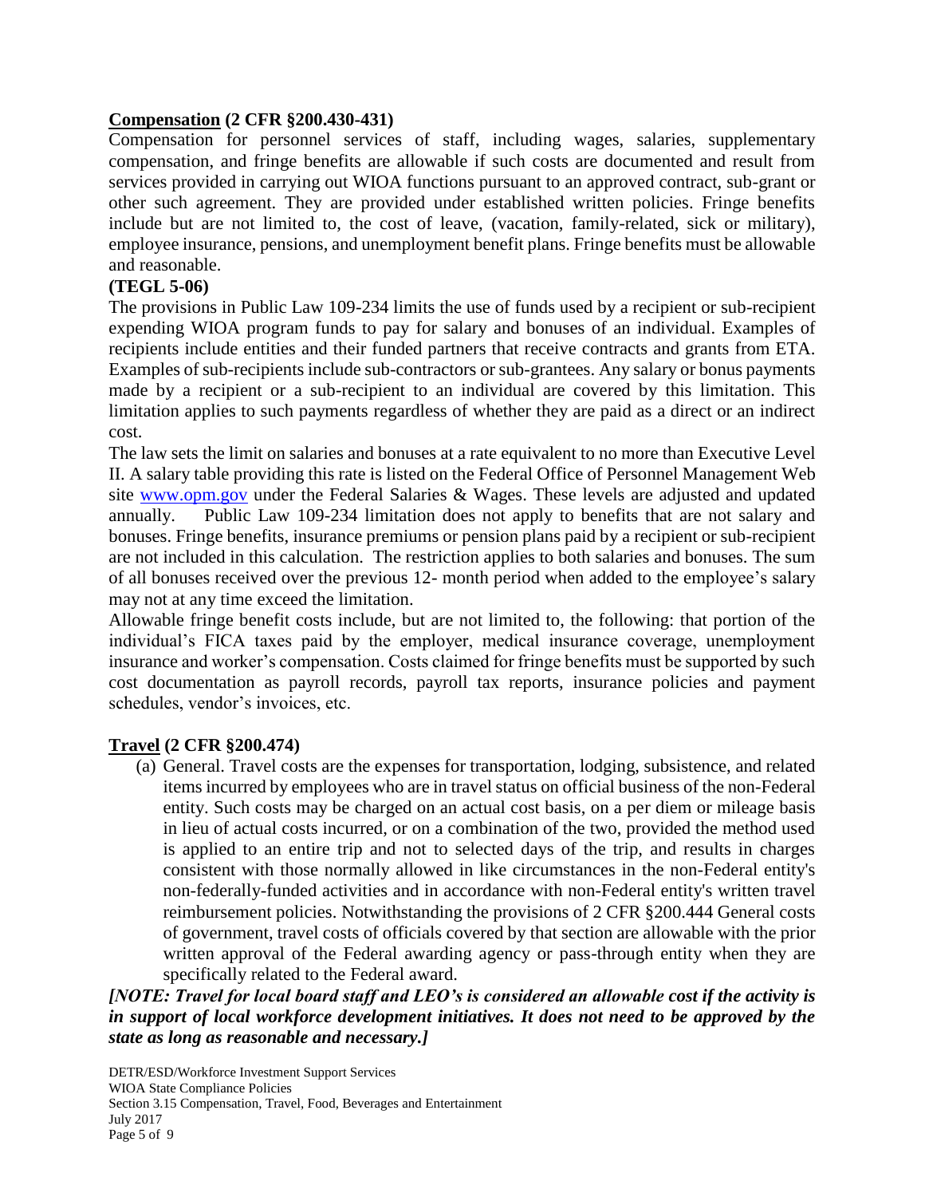**<u>Compensation</u> (2 CFR §200.430-431)**

Compensation for personnel services of staff, including wages, salaries, supplementary compensation, and fringe benefits are allowable if such costs are documented and result from services provided in carrying out WIOA functions pursuant to an approved contract, sub-grant or other such agreement. They are provided under established written policies. Fringe benefits include but are not limited to, the cost of leave, (vacation, family-related, sick or military), employee insurance, pensions, and unemployment benefit plans. Fringe benefits must be allowable and reasonable.

**(TEGL 5-06)**

The provisions in Public Law 109-234 limits the use of funds used by a recipient or sub-recipient expending WIOA program funds to pay for salary and bonuses of an individual. Examples of recipients include entities and their funded partners that receive contracts and grants from ETA. Examples of sub-recipients include sub-contractors or sub-grantees. Any salary or bonus payments made by a recipient or a sub-recipient to an individual are covered by this limitation. This limitation applies to such payments regardless of whether they are paid as a direct or an indirect cost.

The law sets the limit on salaries and bonuses at a rate equivalent to no more than Executive Level II. A salary table providing this rate is listed on the Federal Office of Personnel Management Web site [www.opm.gov](http://www.opm.gov) under the Federal Salaries & Wages. These levels are adjusted and updated annually. Public Law 109-234 limitation does not apply to benefits that are not salary and bonuses. Fringe benefits, insurance premiums or pension plans paid by a recipient or sub-recipient are not included in this calculation. The restriction applies to both salaries and bonuses. The sum of all bonuses received over the previous 12- month period when added to the employee's salary may not at any time exceed the limitation.

Allowable fringe benefit costs include, but are not limited to, the following: that portion of the individual's FICA taxes paid by the employer, medical insurance coverage, unemployment insurance and worker's compensation. Costs claimed for fringe benefits must be supported by such cost documentation as payroll records, payroll tax reports, insurance policies and payment schedules, vendor's invoices, etc.

**<u>Travel</u> (2 CFR §200.474)**

(a) General. Travel costs are the expenses for transportation, lodging, subsistence, and related items incurred by employees who are in travel status on official business of the non-Federal entity. Such costs may be charged on an actual cost basis, on a per diem or mileage basis in lieu of actual costs incurred, or on a combination of the two, provided the method used is applied to an entire trip and not to selected days of the trip, and results in charges consistent with those normally allowed in like circumstances in the non-Federal entity's non-federally-funded activities and in accordance with non-Federal entity's written travel reimbursement policies. Notwithstanding the provisions of 2 CFR §200.444 General costs of government, travel costs of officials covered by that section are allowable with the prior written approval of the Federal awarding agency or pass-through entity when they are specifically related to the Federal award.

***[NOTE: Travel for local board staff and LEO's is considered an allowable cost if the activity is in support of local workforce development initiatives. It does not need to be approved by the state as long as reasonable and necessary.]***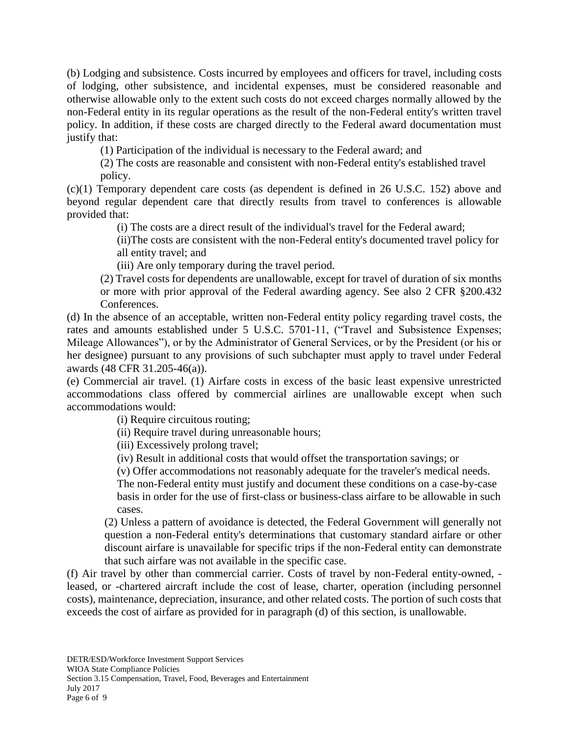(b) Lodging and subsistence. Costs incurred by employees and officers for travel, including costs of lodging, other subsistence, and incidental expenses, must be considered reasonable and otherwise allowable only to the extent such costs do not exceed charges normally allowed by the non-Federal entity in its regular operations as the result of the non-Federal entity's written travel policy. In addition, if these costs are charged directly to the Federal award documentation must justify that:

(1) Participation of the individual is necessary to the Federal award; and

(2) The costs are reasonable and consistent with non-Federal entity's established travel policy.

(c)(1) Temporary dependent care costs (as dependent is defined in 26 U.S.C. 152) above and beyond regular dependent care that directly results from travel to conferences is allowable provided that:

(i) The costs are a direct result of the individual's travel for the Federal award;

(ii)The costs are consistent with the non-Federal entity's documented travel policy for all entity travel; and

(iii) Are only temporary during the travel period.

(2) Travel costs for dependents are unallowable, except for travel of duration of six months or more with prior approval of the Federal awarding agency. See also 2 CFR §200.432 Conferences.

(d) In the absence of an acceptable, written non-Federal entity policy regarding travel costs, the rates and amounts established under 5 U.S.C. 5701-11, ("Travel and Subsistence Expenses; Mileage Allowances"), or by the Administrator of General Services, or by the President (or his or her designee) pursuant to any provisions of such subchapter must apply to travel under Federal awards (48 CFR 31.205-46(a)).

(e) Commercial air travel. (1) Airfare costs in excess of the basic least expensive unrestricted accommodations class offered by commercial airlines are unallowable except when such accommodations would:

(i) Require circuitous routing;

(ii) Require travel during unreasonable hours;

(iii) Excessively prolong travel;

(iv) Result in additional costs that would offset the transportation savings; or

(v) Offer accommodations not reasonably adequate for the traveler's medical needs.

The non-Federal entity must justify and document these conditions on a case-by-case basis in order for the use of first-class or business-class airfare to be allowable in such cases.

(2) Unless a pattern of avoidance is detected, the Federal Government will generally not question a non-Federal entity's determinations that customary standard airfare or other discount airfare is unavailable for specific trips if the non-Federal entity can demonstrate that such airfare was not available in the specific case.

(f) Air travel by other than commercial carrier. Costs of travel by non-Federal entity-owned, -leased, or -chartered aircraft include the cost of lease, charter, operation (including personnel costs), maintenance, depreciation, insurance, and other related costs. The portion of such costs that exceeds the cost of airfare as provided for in paragraph (d) of this section, is unallowable.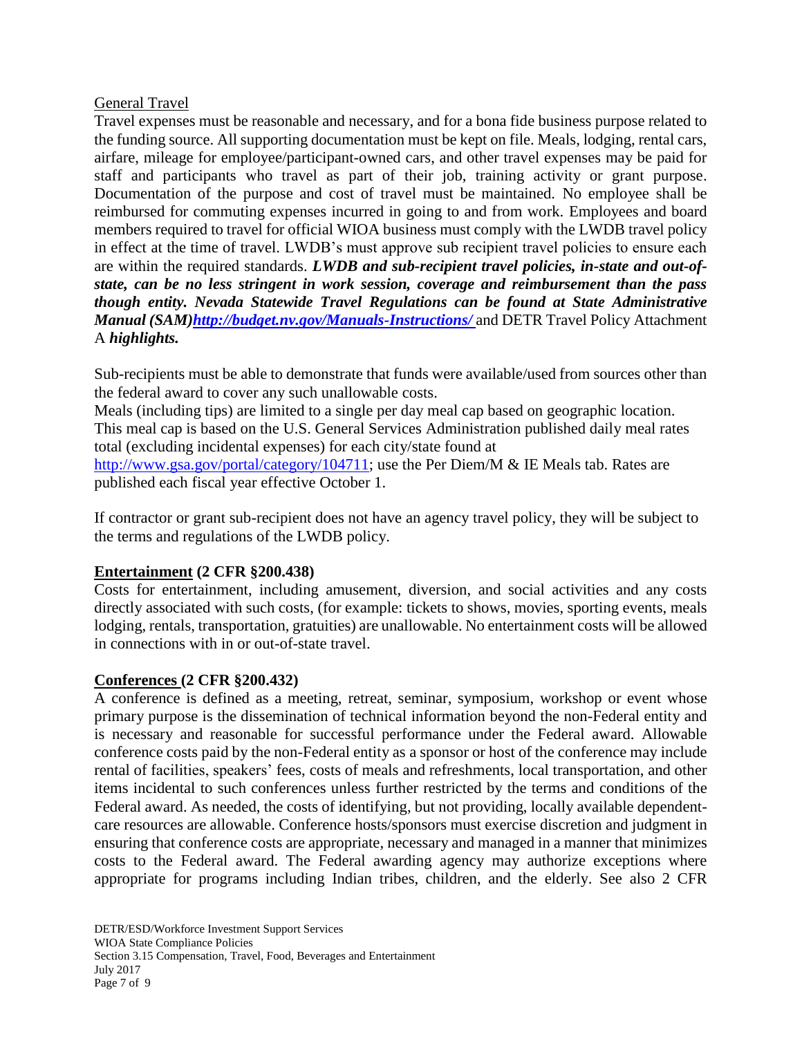General Travel

Travel expenses must be reasonable and necessary, and for a bona fide business purpose related to the funding source. All supporting documentation must be kept on file. Meals, lodging, rental cars, airfare, mileage for employee/participant-owned cars, and other travel expenses may be paid for staff and participants who travel as part of their job, training activity or grant purpose. Documentation of the purpose and cost of travel must be maintained. No employee shall be reimbursed for commuting expenses incurred in going to and from work. Employees and board members required to travel for official WIOA business must comply with the LWDB travel policy in effect at the time of travel. LWDB's must approve sub recipient travel policies to ensure each are within the required standards. ***LWDB and sub-recipient travel policies, in-state and out-of-state, can be no less stringent in work session, coverage and reimbursement than the pass though entity. Nevada Statewide Travel Regulations can be found at State Administrative Manual (SAM)[http://budget.nv.gov/Manuals-Instructions/](http://budget.nv.gov/Manuals-Instructions/)*** and DETR Travel Policy Attachment A ***highlights.***

Sub-recipients must be able to demonstrate that funds were available/used from sources other than the federal award to cover any such unallowable costs.

Meals (including tips) are limited to a single per day meal cap based on geographic location. This meal cap is based on the U.S. General Services Administration published daily meal rates total (excluding incidental expenses) for each city/state found at [http://www.gsa.gov/portal/category/104711](http://www.gsa.gov/portal/category/104711); use the Per Diem/M & IE Meals tab. Rates are published each fiscal year effective October 1.

If contractor or grant sub-recipient does not have an agency travel policy, they will be subject to the terms and regulations of the LWDB policy.

**Entertainment (2 CFR §200.438)**

Costs for entertainment, including amusement, diversion, and social activities and any costs directly associated with such costs, (for example: tickets to shows, movies, sporting events, meals lodging, rentals, transportation, gratuities) are unallowable. No entertainment costs will be allowed in connections with in or out-of-state travel.

**Conferences (2 CFR §200.432)**

A conference is defined as a meeting, retreat, seminar, symposium, workshop or event whose primary purpose is the dissemination of technical information beyond the non-Federal entity and is necessary and reasonable for successful performance under the Federal award. Allowable conference costs paid by the non-Federal entity as a sponsor or host of the conference may include rental of facilities, speakers' fees, costs of meals and refreshments, local transportation, and other items incidental to such conferences unless further restricted by the terms and conditions of the Federal award. As needed, the costs of identifying, but not providing, locally available dependent-care resources are allowable. Conference hosts/sponsors must exercise discretion and judgment in ensuring that conference costs are appropriate, necessary and managed in a manner that minimizes costs to the Federal award. The Federal awarding agency may authorize exceptions where appropriate for programs including Indian tribes, children, and the elderly. See also 2 CFR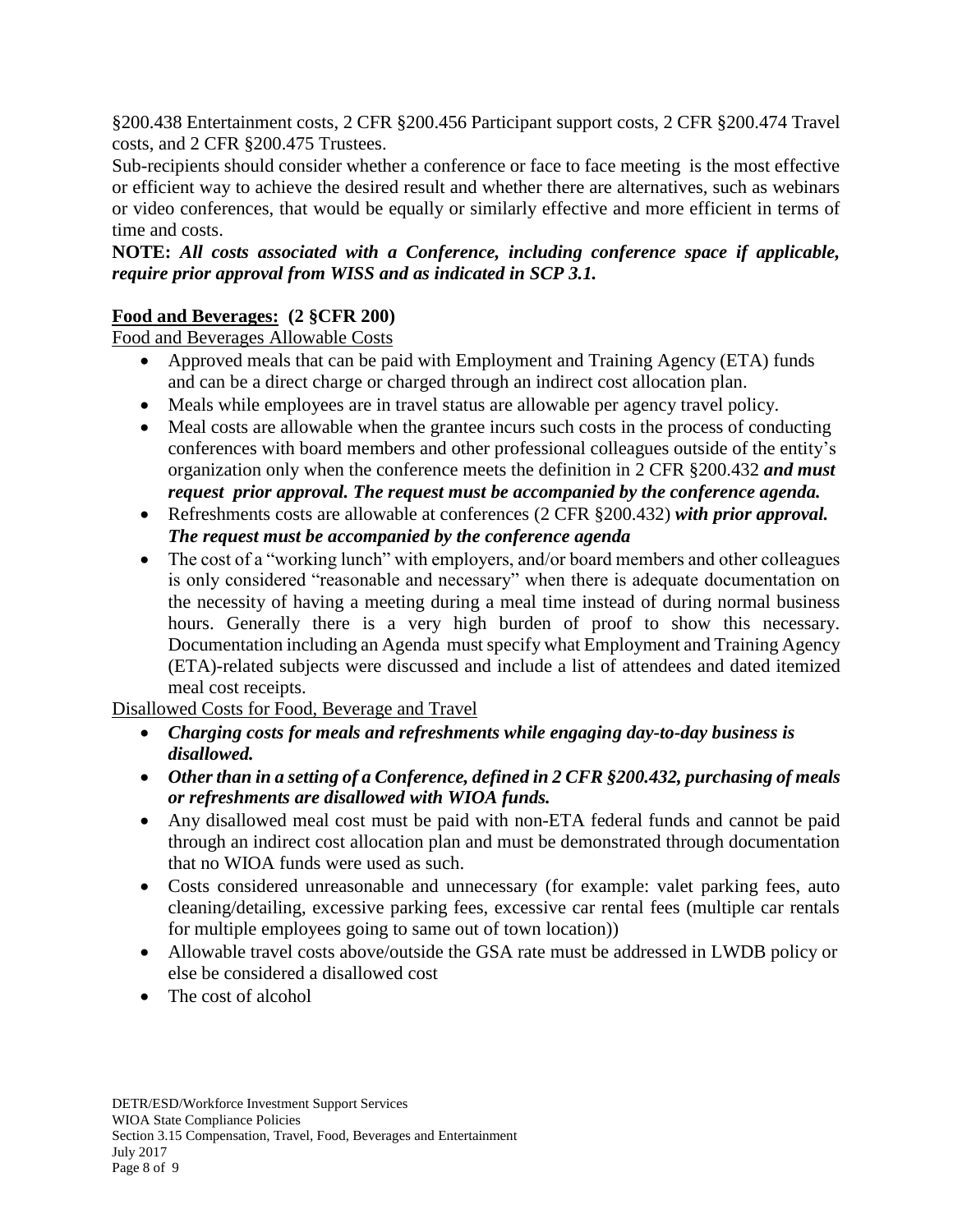§200.438 Entertainment costs, 2 CFR §200.456 Participant support costs, 2 CFR §200.474 Travel costs, and 2 CFR §200.475 Trustees.

Sub-recipients should consider whether a conference or face to face meeting is the most effective or efficient way to achieve the desired result and whether there are alternatives, such as webinars or video conferences, that would be equally or similarly effective and more efficient in terms of time and costs.

**NOTE:** ***All costs associated with a Conference, including conference space if applicable, require prior approval from WISS and as indicated in SCP 3.1.***

**Food and Beverages: (2 §CFR 200)**

Food and Beverages Allowable Costs

- Approved meals that can be paid with Employment and Training Agency (ETA) funds and can be a direct charge or charged through an indirect cost allocation plan.
- Meals while employees are in travel status are allowable per agency travel policy.
- Meal costs are allowable when the grantee incurs such costs in the process of conducting conferences with board members and other professional colleagues outside of the entity's organization only when the conference meets the definition in 2 CFR §200.432 ***and must request prior approval. The request must be accompanied by the conference agenda.***
- Refreshments costs are allowable at conferences (2 CFR §200.432) ***with prior approval. The request must be accompanied by the conference agenda***
- The cost of a "working lunch" with employers, and/or board members and other colleagues is only considered "reasonable and necessary" when there is adequate documentation on the necessity of having a meeting during a meal time instead of during normal business hours. Generally there is a very high burden of proof to show this necessary. Documentation including an Agenda must specify what Employment and Training Agency (ETA)-related subjects were discussed and include a list of attendees and dated itemized meal cost receipts.

Disallowed Costs for Food, Beverage and Travel

- ***Charging costs for meals and refreshments while engaging day-to-day business is disallowed.***
- ***Other than in a setting of a Conference, defined in 2 CFR §200.432, purchasing of meals or refreshments are disallowed with WIOA funds.***
- Any disallowed meal cost must be paid with non-ETA federal funds and cannot be paid through an indirect cost allocation plan and must be demonstrated through documentation that no WIOA funds were used as such.
- Costs considered unreasonable and unnecessary (for example: valet parking fees, auto cleaning/detailing, excessive parking fees, excessive car rental fees (multiple car rentals for multiple employees going to same out of town location))
- Allowable travel costs above/outside the GSA rate must be addressed in LWDB policy or else be considered a disallowed cost
- The cost of alcohol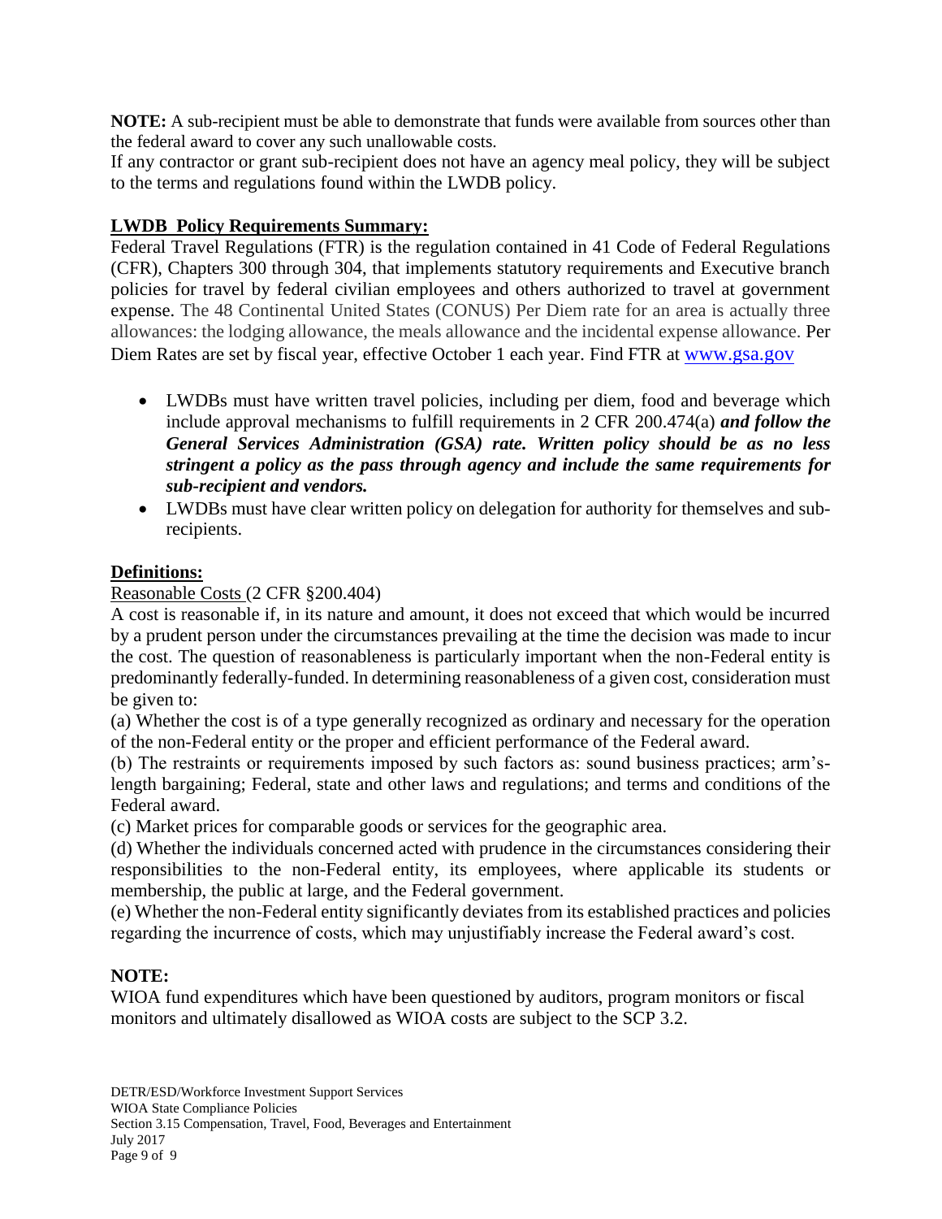**NOTE:** A sub-recipient must be able to demonstrate that funds were available from sources other than the federal award to cover any such unallowable costs.
If any contractor or grant sub-recipient does not have an agency meal policy, they will be subject to the terms and regulations found within the LWDB policy.

## LWDB Policy Requirements Summary:

Federal Travel Regulations (FTR) is the regulation contained in 41 Code of Federal Regulations (CFR), Chapters 300 through 304, that implements statutory requirements and Executive branch policies for travel by federal civilian employees and others authorized to travel at government expense. The 48 Continental United States (CONUS) Per Diem rate for an area is actually three allowances: the lodging allowance, the meals allowance and the incidental expense allowance. Per Diem Rates are set by fiscal year, effective October 1 each year. Find FTR at www.gsa.gov

- LWDBs must have written travel policies, including per diem, food and beverage which include approval mechanisms to fulfill requirements in 2 CFR 200.474(a) ***and follow the General Services Administration (GSA) rate. Written policy should be as no less stringent a policy as the pass through agency and include the same requirements for sub-recipient and vendors.***
- LWDBs must have clear written policy on delegation for authority for themselves and sub-recipients.

## Definitions:

Reasonable Costs (2 CFR §200.404)

A cost is reasonable if, in its nature and amount, it does not exceed that which would be incurred by a prudent person under the circumstances prevailing at the time the decision was made to incur the cost. The question of reasonableness is particularly important when the non-Federal entity is predominantly federally-funded. In determining reasonableness of a given cost, consideration must be given to:

(a) Whether the cost is of a type generally recognized as ordinary and necessary for the operation of the non-Federal entity or the proper and efficient performance of the Federal award.

(b) The restraints or requirements imposed by such factors as: sound business practices; arm's-length bargaining; Federal, state and other laws and regulations; and terms and conditions of the Federal award.

(c) Market prices for comparable goods or services for the geographic area.

(d) Whether the individuals concerned acted with prudence in the circumstances considering their responsibilities to the non-Federal entity, its employees, where applicable its students or membership, the public at large, and the Federal government.

(e) Whether the non-Federal entity significantly deviates from its established practices and policies regarding the incurrence of costs, which may unjustifiably increase the Federal award's cost.

**NOTE:**

WIOA fund expenditures which have been questioned by auditors, program monitors or fiscal monitors and ultimately disallowed as WIOA costs are subject to the SCP 3.2.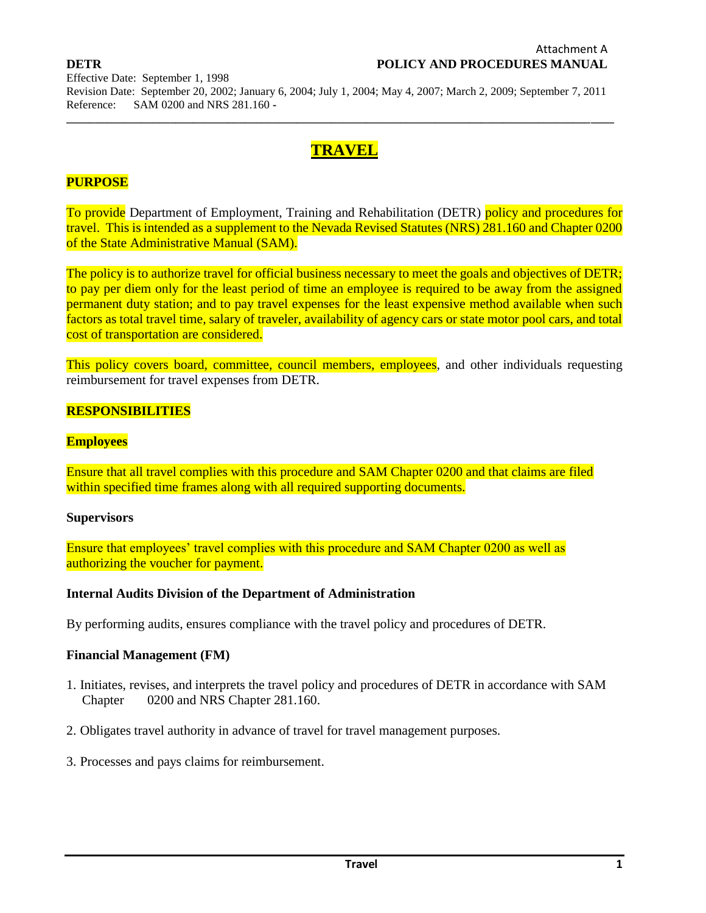Attachment A

**DETR** **POLICY AND PROCEDURES MANUAL**

Effective Date: September 1, 1998
Revision Date: September 20, 2002; January 6, 2004; July 1, 2004; May 4, 2007; March 2, 2009; September 7, 2011
Reference: SAM 0200 and NRS 281.160 -

# TRAVEL

## PURPOSE

To provide Department of Employment, Training and Rehabilitation (DETR) policy and procedures for travel. This is intended as a supplement to the Nevada Revised Statutes (NRS) 281.160 and Chapter 0200 of the State Administrative Manual (SAM).

The policy is to authorize travel for official business necessary to meet the goals and objectives of DETR; to pay per diem only for the least period of time an employee is required to be away from the assigned permanent duty station; and to pay travel expenses for the least expensive method available when such factors as total travel time, salary of traveler, availability of agency cars or state motor pool cars, and total cost of transportation are considered.

This policy covers board, committee, council members, employees, and other individuals requesting reimbursement for travel expenses from DETR.

## RESPONSIBILITIES

### Employees

Ensure that all travel complies with this procedure and SAM Chapter 0200 and that claims are filed within specified time frames along with all required supporting documents.

### Supervisors

Ensure that employees' travel complies with this procedure and SAM Chapter 0200 as well as authorizing the voucher for payment.

### Internal Audits Division of the Department of Administration

By performing audits, ensures compliance with the travel policy and procedures of DETR.

### Financial Management (FM)

1. Initiates, revises, and interprets the travel policy and procedures of DETR in accordance with SAM Chapter 0200 and NRS Chapter 281.160.

2. Obligates travel authority in advance of travel for travel management purposes.

3. Processes and pays claims for reimbursement.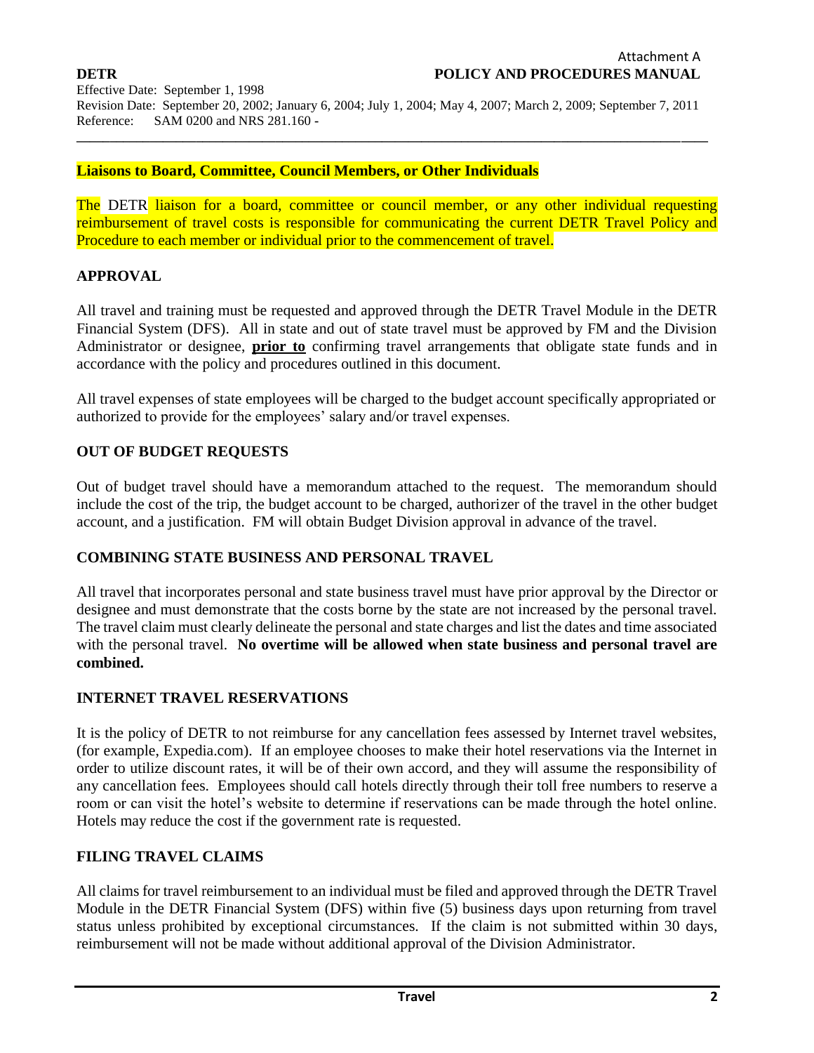## Liaisons to Board, Committee, Council Members, or Other Individuals

The DETR liaison for a board, committee or council member, or any other individual requesting reimbursement of travel costs is responsible for communicating the current DETR Travel Policy and Procedure to each member or individual prior to the commencement of travel.

## APPROVAL

All travel and training must be requested and approved through the DETR Travel Module in the DETR Financial System (DFS). All in state and out of state travel must be approved by FM and the Division Administrator or designee, **prior to** confirming travel arrangements that obligate state funds and in accordance with the policy and procedures outlined in this document.

All travel expenses of state employees will be charged to the budget account specifically appropriated or authorized to provide for the employees' salary and/or travel expenses.

## OUT OF BUDGET REQUESTS

Out of budget travel should have a memorandum attached to the request. The memorandum should include the cost of the trip, the budget account to be charged, authorizer of the travel in the other budget account, and a justification. FM will obtain Budget Division approval in advance of the travel.

## COMBINING STATE BUSINESS AND PERSONAL TRAVEL

All travel that incorporates personal and state business travel must have prior approval by the Director or designee and must demonstrate that the costs borne by the state are not increased by the personal travel. The travel claim must clearly delineate the personal and state charges and list the dates and time associated with the personal travel. **No overtime will be allowed when state business and personal travel are combined.**

## INTERNET TRAVEL RESERVATIONS

It is the policy of DETR to not reimburse for any cancellation fees assessed by Internet travel websites, (for example, Expedia.com). If an employee chooses to make their hotel reservations via the Internet in order to utilize discount rates, it will be of their own accord, and they will assume the responsibility of any cancellation fees. Employees should call hotels directly through their toll free numbers to reserve a room or can visit the hotel's website to determine if reservations can be made through the hotel online. Hotels may reduce the cost if the government rate is requested.

## FILING TRAVEL CLAIMS

All claims for travel reimbursement to an individual must be filed and approved through the DETR Travel Module in the DETR Financial System (DFS) within five (5) business days upon returning from travel status unless prohibited by exceptional circumstances. If the claim is not submitted within 30 days, reimbursement will not be made without additional approval of the Division Administrator.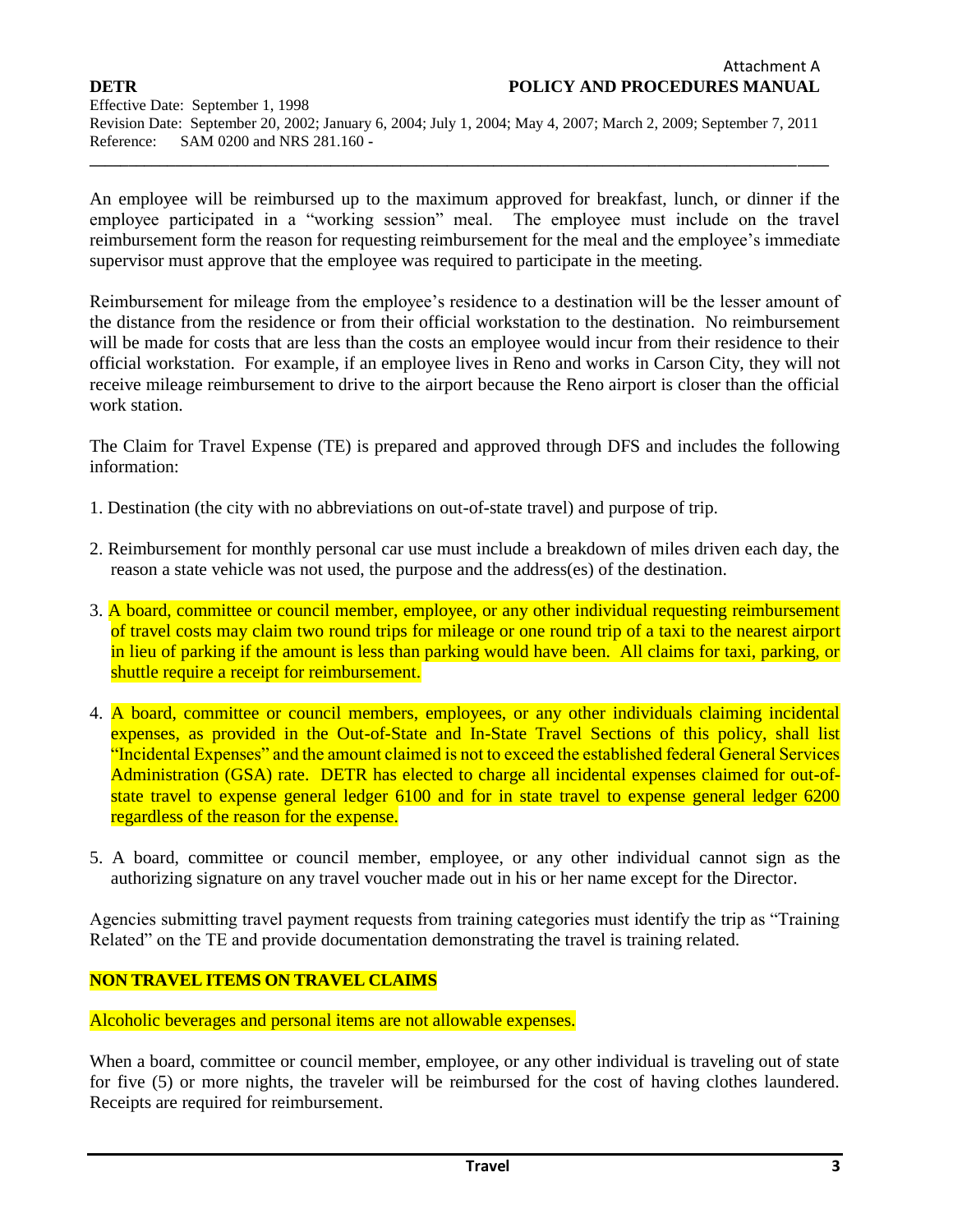An employee will be reimbursed up to the maximum approved for breakfast, lunch, or dinner if the employee participated in a "working session" meal. The employee must include on the travel reimbursement form the reason for requesting reimbursement for the meal and the employee's immediate supervisor must approve that the employee was required to participate in the meeting.

Reimbursement for mileage from the employee's residence to a destination will be the lesser amount of the distance from the residence or from their official workstation to the destination. No reimbursement will be made for costs that are less than the costs an employee would incur from their residence to their official workstation. For example, if an employee lives in Reno and works in Carson City, they will not receive mileage reimbursement to drive to the airport because the Reno airport is closer than the official work station.

The Claim for Travel Expense (TE) is prepared and approved through DFS and includes the following information:

1. Destination (the city with no abbreviations on out-of-state travel) and purpose of trip.

2. Reimbursement for monthly personal car use must include a breakdown of miles driven each day, the reason a state vehicle was not used, the purpose and the address(es) of the destination.

3. A board, committee or council member, employee, or any other individual requesting reimbursement of travel costs may claim two round trips for mileage or one round trip of a taxi to the nearest airport in lieu of parking if the amount is less than parking would have been. All claims for taxi, parking, or shuttle require a receipt for reimbursement.

4. A board, committee or council members, employees, or any other individuals claiming incidental expenses, as provided in the Out-of-State and In-State Travel Sections of this policy, shall list "Incidental Expenses" and the amount claimed is not to exceed the established federal General Services Administration (GSA) rate. DETR has elected to charge all incidental expenses claimed for out-of-state travel to expense general ledger 6100 and for in state travel to expense general ledger 6200 regardless of the reason for the expense.

5. A board, committee or council member, employee, or any other individual cannot sign as the authorizing signature on any travel voucher made out in his or her name except for the Director.

Agencies submitting travel payment requests from training categories must identify the trip as "Training Related" on the TE and provide documentation demonstrating the travel is training related.

**NON TRAVEL ITEMS ON TRAVEL CLAIMS**

Alcoholic beverages and personal items are not allowable expenses.

When a board, committee or council member, employee, or any other individual is traveling out of state for five (5) or more nights, the traveler will be reimbursed for the cost of having clothes laundered. Receipts are required for reimbursement.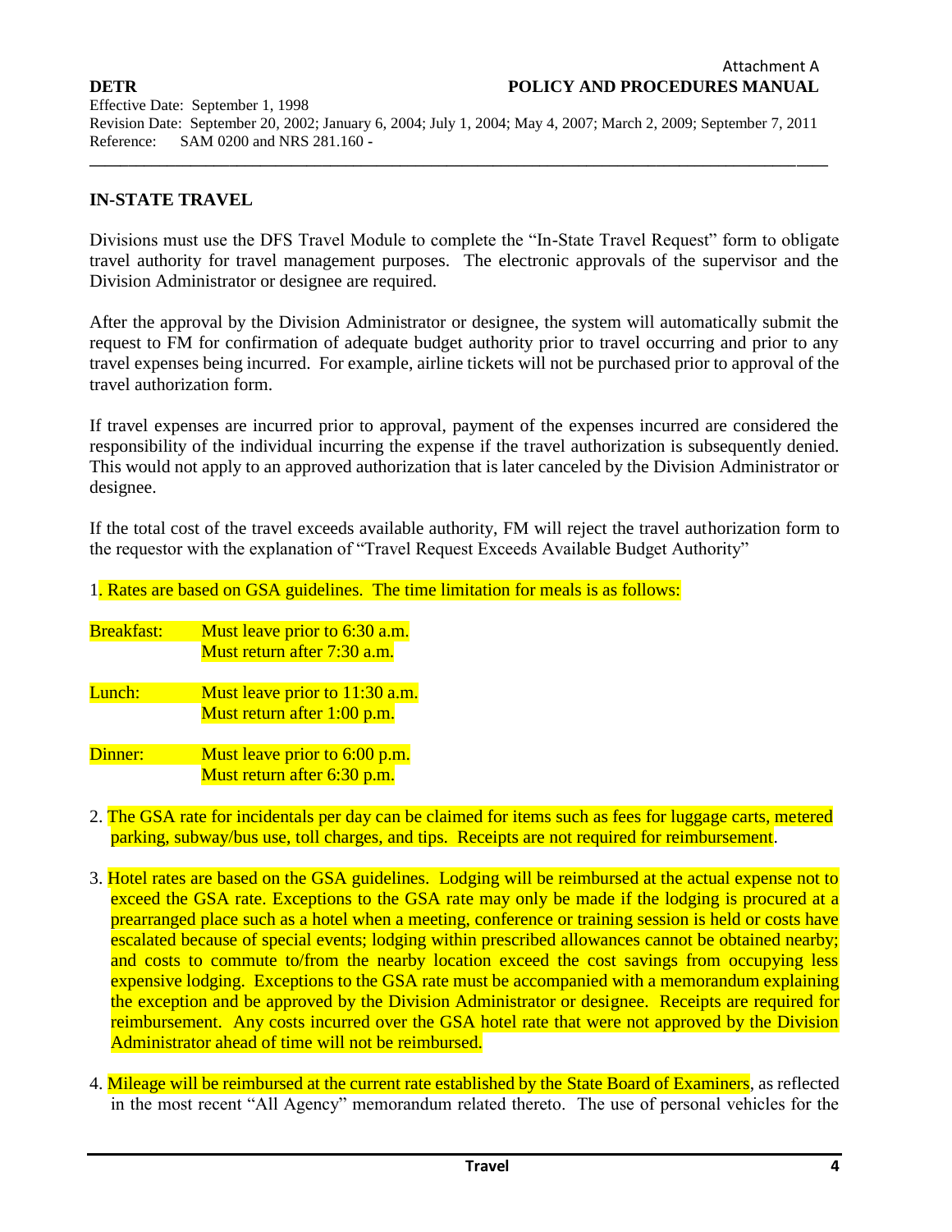## IN-STATE TRAVEL

Divisions must use the DFS Travel Module to complete the "In-State Travel Request" form to obligate travel authority for travel management purposes. The electronic approvals of the supervisor and the Division Administrator or designee are required.

After the approval by the Division Administrator or designee, the system will automatically submit the request to FM for confirmation of adequate budget authority prior to travel occurring and prior to any travel expenses being incurred. For example, airline tickets will not be purchased prior to approval of the travel authorization form.

If travel expenses are incurred prior to approval, payment of the expenses incurred are considered the responsibility of the individual incurring the expense if the travel authorization is subsequently denied. This would not apply to an approved authorization that is later canceled by the Division Administrator or designee.

If the total cost of the travel exceeds available authority, FM will reject the travel authorization form to the requestor with the explanation of "Travel Request Exceeds Available Budget Authority"

1. Rates are based on GSA guidelines. The time limitation for meals is as follows:

| | |
|---|---|
| Breakfast: | Must leave prior to 6:30 a.m.<br>Must return after 7:30 a.m. |
| Lunch: | Must leave prior to 11:30 a.m.<br>Must return after 1:00 p.m. |
| Dinner: | Must leave prior to 6:00 p.m.<br>Must return after 6:30 p.m. |

2. The GSA rate for incidentals per day can be claimed for items such as fees for luggage carts, metered parking, subway/bus use, toll charges, and tips. Receipts are not required for reimbursement.

3. Hotel rates are based on the GSA guidelines. Lodging will be reimbursed at the actual expense not to exceed the GSA rate. Exceptions to the GSA rate may only be made if the lodging is procured at a prearranged place such as a hotel when a meeting, conference or training session is held or costs have escalated because of special events; lodging within prescribed allowances cannot be obtained nearby; and costs to commute to/from the nearby location exceed the cost savings from occupying less expensive lodging. Exceptions to the GSA rate must be accompanied with a memorandum explaining the exception and be approved by the Division Administrator or designee. Receipts are required for reimbursement. Any costs incurred over the GSA hotel rate that were not approved by the Division Administrator ahead of time will not be reimbursed.

4. Mileage will be reimbursed at the current rate established by the State Board of Examiners, as reflected in the most recent "All Agency" memorandum related thereto. The use of personal vehicles for the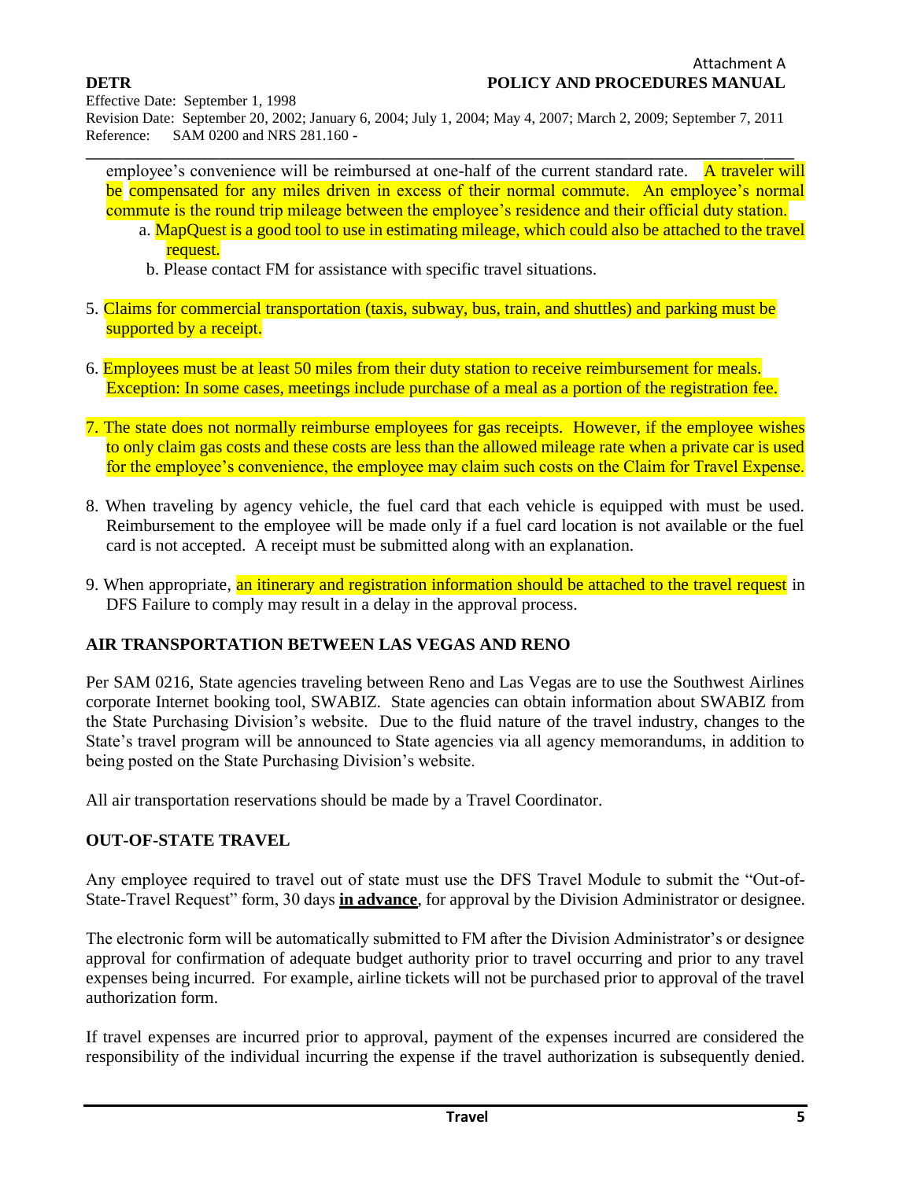employee's convenience will be reimbursed at one-half of the current standard rate. A traveler will be compensated for any miles driven in excess of their normal commute. An employee's normal commute is the round trip mileage between the employee's residence and their official duty station.

   a. MapQuest is a good tool to use in estimating mileage, which could also be attached to the travel request.
   b. Please contact FM for assistance with specific travel situations.

5. Claims for commercial transportation (taxis, subway, bus, train, and shuttles) and parking must be supported by a receipt.

6. Employees must be at least 50 miles from their duty station to receive reimbursement for meals. Exception: In some cases, meetings include purchase of a meal as a portion of the registration fee.

7. The state does not normally reimburse employees for gas receipts. However, if the employee wishes to only claim gas costs and these costs are less than the allowed mileage rate when a private car is used for the employee's convenience, the employee may claim such costs on the Claim for Travel Expense.

8. When traveling by agency vehicle, the fuel card that each vehicle is equipped with must be used. Reimbursement to the employee will be made only if a fuel card location is not available or the fuel card is not accepted. A receipt must be submitted along with an explanation.

9. When appropriate, an itinerary and registration information should be attached to the travel request in DFS Failure to comply may result in a delay in the approval process.

## AIR TRANSPORTATION BETWEEN LAS VEGAS AND RENO

Per SAM 0216, State agencies traveling between Reno and Las Vegas are to use the Southwest Airlines corporate Internet booking tool, SWABIZ. State agencies can obtain information about SWABIZ from the State Purchasing Division's website. Due to the fluid nature of the travel industry, changes to the State's travel program will be announced to State agencies via all agency memorandums, in addition to being posted on the State Purchasing Division's website.

All air transportation reservations should be made by a Travel Coordinator.

## OUT-OF-STATE TRAVEL

Any employee required to travel out of state must use the DFS Travel Module to submit the "Out-of-State-Travel Request" form, 30 days **in advance**, for approval by the Division Administrator or designee.

The electronic form will be automatically submitted to FM after the Division Administrator's or designee approval for confirmation of adequate budget authority prior to travel occurring and prior to any travel expenses being incurred. For example, airline tickets will not be purchased prior to approval of the travel authorization form.

If travel expenses are incurred prior to approval, payment of the expenses incurred are considered the responsibility of the individual incurring the expense if the travel authorization is subsequently denied.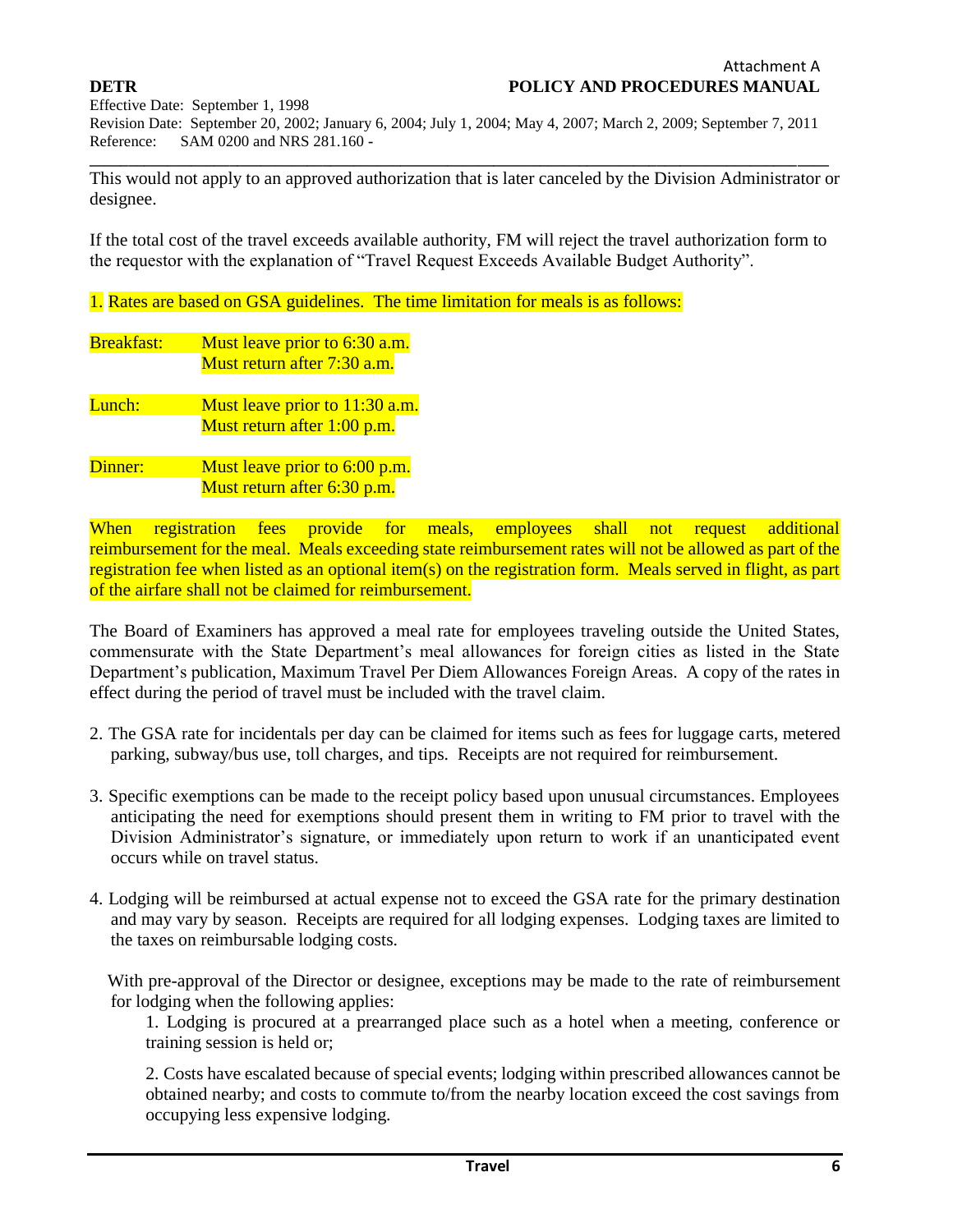This would not apply to an approved authorization that is later canceled by the Division Administrator or designee.

If the total cost of the travel exceeds available authority, FM will reject the travel authorization form to the requestor with the explanation of "Travel Request Exceeds Available Budget Authority".

1. Rates are based on GSA guidelines. The time limitation for meals is as follows:

| | |
|---|---|
| Breakfast: | Must leave prior to 6:30 a.m.<br>Must return after 7:30 a.m. |
| Lunch: | Must leave prior to 11:30 a.m.<br>Must return after 1:00 p.m. |
| Dinner: | Must leave prior to 6:00 p.m.<br>Must return after 6:30 p.m. |

When registration fees provide for meals, employees shall not request additional reimbursement for the meal. Meals exceeding state reimbursement rates will not be allowed as part of the registration fee when listed as an optional item(s) on the registration form. Meals served in flight, as part of the airfare shall not be claimed for reimbursement.

The Board of Examiners has approved a meal rate for employees traveling outside the United States, commensurate with the State Department's meal allowances for foreign cities as listed in the State Department's publication, Maximum Travel Per Diem Allowances Foreign Areas. A copy of the rates in effect during the period of travel must be included with the travel claim.

2. The GSA rate for incidentals per day can be claimed for items such as fees for luggage carts, metered parking, subway/bus use, toll charges, and tips. Receipts are not required for reimbursement.

3. Specific exemptions can be made to the receipt policy based upon unusual circumstances. Employees anticipating the need for exemptions should present them in writing to FM prior to travel with the Division Administrator's signature, or immediately upon return to work if an unanticipated event occurs while on travel status.

4. Lodging will be reimbursed at actual expense not to exceed the GSA rate for the primary destination and may vary by season. Receipts are required for all lodging expenses. Lodging taxes are limited to the taxes on reimbursable lodging costs.

   With pre-approval of the Director or designee, exceptions may be made to the rate of reimbursement for lodging when the following applies:

   1. Lodging is procured at a prearranged place such as a hotel when a meeting, conference or training session is held or;

   2. Costs have escalated because of special events; lodging within prescribed allowances cannot be obtained nearby; and costs to commute to/from the nearby location exceed the cost savings from occupying less expensive lodging.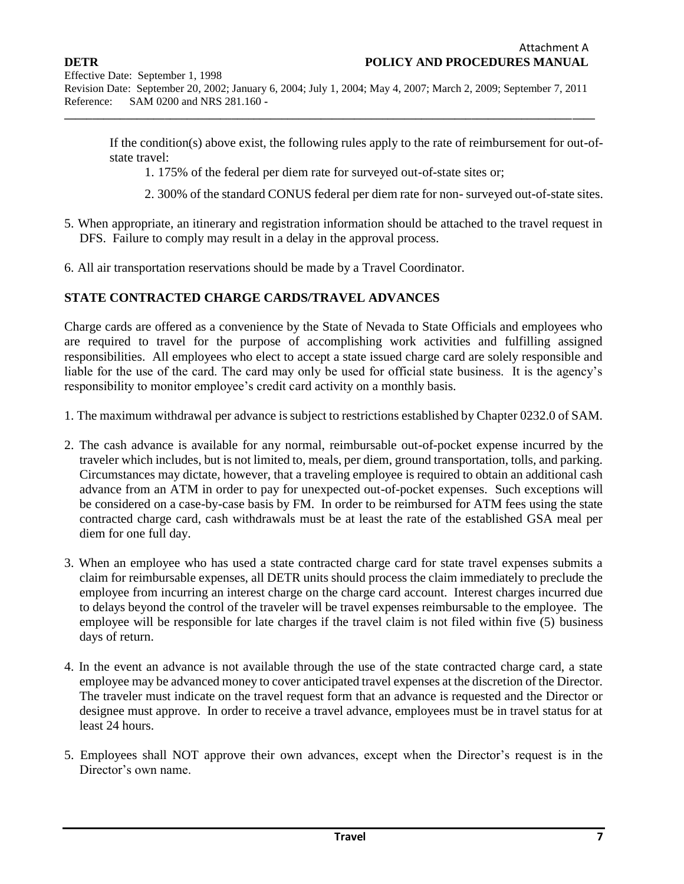If the condition(s) above exist, the following rules apply to the rate of reimbursement for out-of-state travel:

1. 175% of the federal per diem rate for surveyed out-of-state sites or;
2. 300% of the standard CONUS federal per diem rate for non- surveyed out-of-state sites.

5. When appropriate, an itinerary and registration information should be attached to the travel request in DFS. Failure to comply may result in a delay in the approval process.

6. All air transportation reservations should be made by a Travel Coordinator.

## STATE CONTRACTED CHARGE CARDS/TRAVEL ADVANCES

Charge cards are offered as a convenience by the State of Nevada to State Officials and employees who are required to travel for the purpose of accomplishing work activities and fulfilling assigned responsibilities. All employees who elect to accept a state issued charge card are solely responsible and liable for the use of the card. The card may only be used for official state business. It is the agency's responsibility to monitor employee's credit card activity on a monthly basis.

1. The maximum withdrawal per advance is subject to restrictions established by Chapter 0232.0 of SAM.

2. The cash advance is available for any normal, reimbursable out-of-pocket expense incurred by the traveler which includes, but is not limited to, meals, per diem, ground transportation, tolls, and parking. Circumstances may dictate, however, that a traveling employee is required to obtain an additional cash advance from an ATM in order to pay for unexpected out-of-pocket expenses. Such exceptions will be considered on a case-by-case basis by FM. In order to be reimbursed for ATM fees using the state contracted charge card, cash withdrawals must be at least the rate of the established GSA meal per diem for one full day.

3. When an employee who has used a state contracted charge card for state travel expenses submits a claim for reimbursable expenses, all DETR units should process the claim immediately to preclude the employee from incurring an interest charge on the charge card account. Interest charges incurred due to delays beyond the control of the traveler will be travel expenses reimbursable to the employee. The employee will be responsible for late charges if the travel claim is not filed within five (5) business days of return.

4. In the event an advance is not available through the use of the state contracted charge card, a state employee may be advanced money to cover anticipated travel expenses at the discretion of the Director. The traveler must indicate on the travel request form that an advance is requested and the Director or designee must approve. In order to receive a travel advance, employees must be in travel status for at least 24 hours.

5. Employees shall NOT approve their own advances, except when the Director's request is in the Director's own name.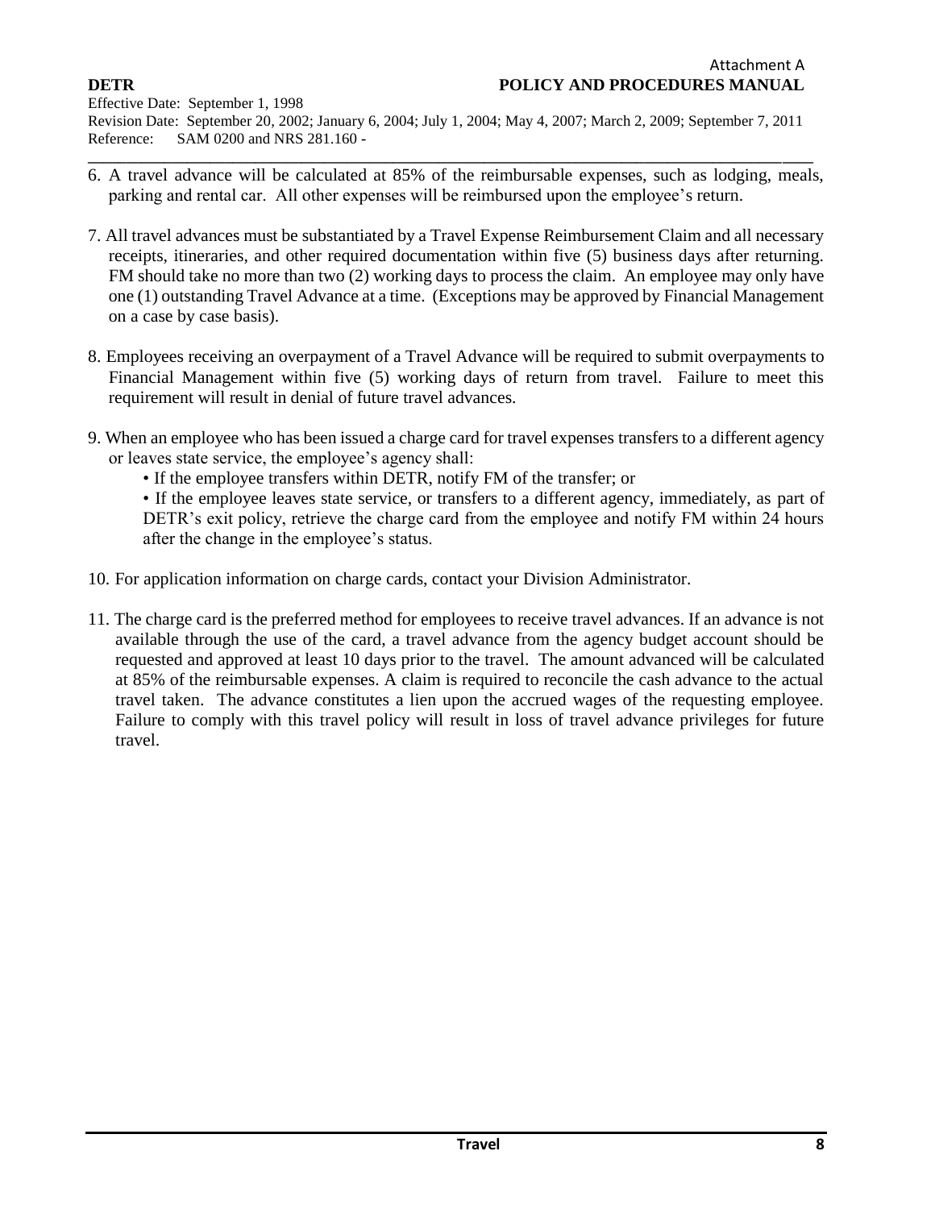6. A travel advance will be calculated at 85% of the reimbursable expenses, such as lodging, meals, parking and rental car. All other expenses will be reimbursed upon the employee's return.

7. All travel advances must be substantiated by a Travel Expense Reimbursement Claim and all necessary receipts, itineraries, and other required documentation within five (5) business days after returning. FM should take no more than two (2) working days to process the claim. An employee may only have one (1) outstanding Travel Advance at a time. (Exceptions may be approved by Financial Management on a case by case basis).

8. Employees receiving an overpayment of a Travel Advance will be required to submit overpayments to Financial Management within five (5) working days of return from travel. Failure to meet this requirement will result in denial of future travel advances.

9. When an employee who has been issued a charge card for travel expenses transfers to a different agency or leaves state service, the employee's agency shall:
   - If the employee transfers within DETR, notify FM of the transfer; or
   - If the employee leaves state service, or transfers to a different agency, immediately, as part of DETR's exit policy, retrieve the charge card from the employee and notify FM within 24 hours after the change in the employee's status.

10. For application information on charge cards, contact your Division Administrator.

11. The charge card is the preferred method for employees to receive travel advances. If an advance is not available through the use of the card, a travel advance from the agency budget account should be requested and approved at least 10 days prior to the travel. The amount advanced will be calculated at 85% of the reimbursable expenses. A claim is required to reconcile the cash advance to the actual travel taken. The advance constitutes a lien upon the accrued wages of the requesting employee. Failure to comply with this travel policy will result in loss of travel advance privileges for future travel.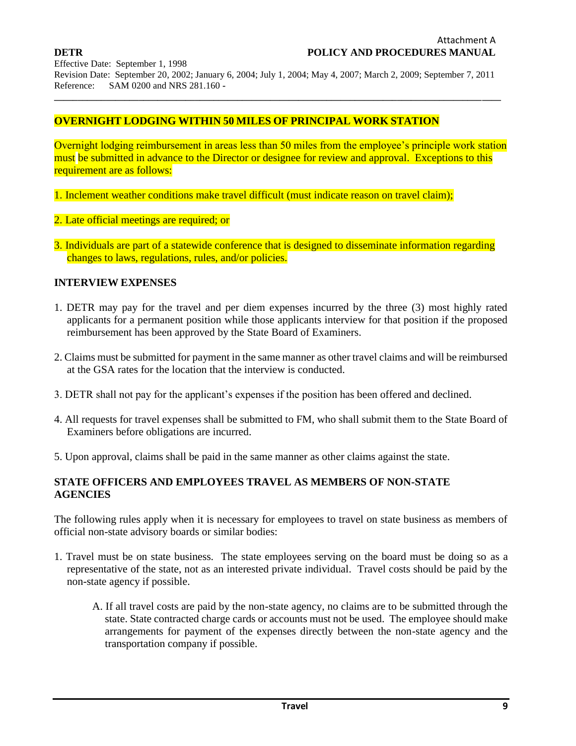## OVERNIGHT LODGING WITHIN 50 MILES OF PRINCIPAL WORK STATION

Overnight lodging reimbursement in areas less than 50 miles from the employee's principle work station must be submitted in advance to the Director or designee for review and approval. Exceptions to this requirement are as follows:

1. Inclement weather conditions make travel difficult (must indicate reason on travel claim);
2. Late official meetings are required; or
3. Individuals are part of a statewide conference that is designed to disseminate information regarding changes to laws, regulations, rules, and/or policies.

## INTERVIEW EXPENSES

1. DETR may pay for the travel and per diem expenses incurred by the three (3) most highly rated applicants for a permanent position while those applicants interview for that position if the proposed reimbursement has been approved by the State Board of Examiners.
2. Claims must be submitted for payment in the same manner as other travel claims and will be reimbursed at the GSA rates for the location that the interview is conducted.
3. DETR shall not pay for the applicant's expenses if the position has been offered and declined.
4. All requests for travel expenses shall be submitted to FM, who shall submit them to the State Board of Examiners before obligations are incurred.
5. Upon approval, claims shall be paid in the same manner as other claims against the state.

## STATE OFFICERS AND EMPLOYEES TRAVEL AS MEMBERS OF NON-STATE AGENCIES

The following rules apply when it is necessary for employees to travel on state business as members of official non-state advisory boards or similar bodies:

1. Travel must be on state business. The state employees serving on the board must be doing so as a representative of the state, not as an interested private individual. Travel costs should be paid by the non-state agency if possible.

   A. If all travel costs are paid by the non-state agency, no claims are to be submitted through the state. State contracted charge cards or accounts must not be used. The employee should make arrangements for payment of the expenses directly between the non-state agency and the transportation company if possible.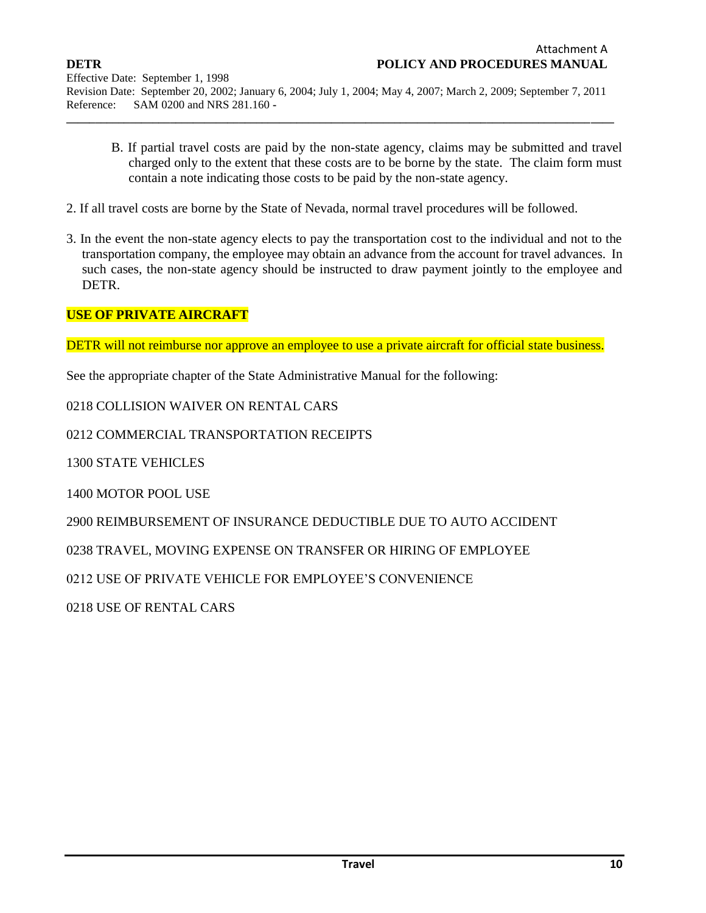B. If partial travel costs are paid by the non-state agency, claims may be submitted and travel charged only to the extent that these costs are to be borne by the state. The claim form must contain a note indicating those costs to be paid by the non-state agency.

2. If all travel costs are borne by the State of Nevada, normal travel procedures will be followed.

3. In the event the non-state agency elects to pay the transportation cost to the individual and not to the transportation company, the employee may obtain an advance from the account for travel advances. In such cases, the non-state agency should be instructed to draw payment jointly to the employee and DETR.

**USE OF PRIVATE AIRCRAFT**

DETR will not reimburse nor approve an employee to use a private aircraft for official state business.

See the appropriate chapter of the State Administrative Manual for the following:

0218 COLLISION WAIVER ON RENTAL CARS

0212 COMMERCIAL TRANSPORTATION RECEIPTS

1300 STATE VEHICLES

1400 MOTOR POOL USE

2900 REIMBURSEMENT OF INSURANCE DEDUCTIBLE DUE TO AUTO ACCIDENT

0238 TRAVEL, MOVING EXPENSE ON TRANSFER OR HIRING OF EMPLOYEE

0212 USE OF PRIVATE VEHICLE FOR EMPLOYEE'S CONVENIENCE

0218 USE OF RENTAL CARS